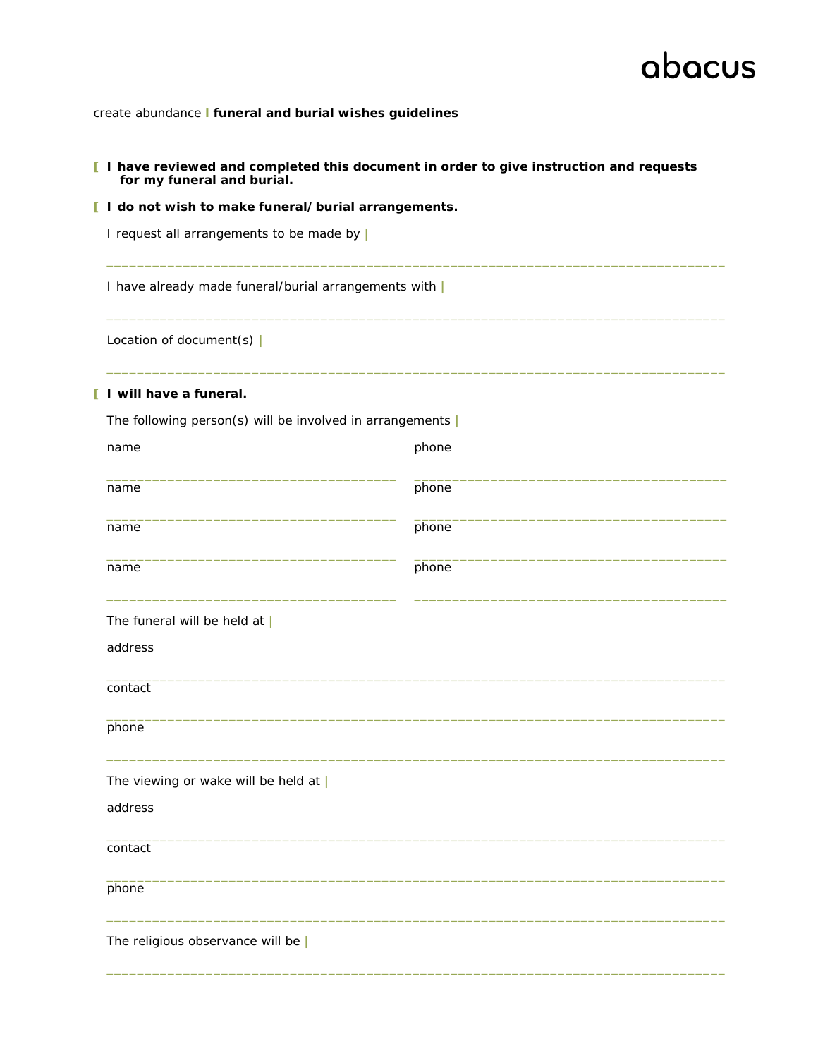abacus

create abundance | **funeral and burial wishes guidelines**

[ **I have reviewed and completed this document in order to give instruction and requests for my funeral and burial.**

[ **I do not wish to make funeral/ burial arrangements.**

I request all arrangements to be made by |

_______________________________________________________________________________

I have already made funeral/burial arrangements with |

_______________________________________________________________________________

Location of document(s) |

_______________________________________________________________________________

[ **I will have a funeral.**

The following person(s) will be involved in arrangements |

| name | phone |
|---|---|
| _____________________________________ | _____________________________________ |
| _____________________________________ | _____________________________________ |
| _____________________________________ | _____________________________________ |
| _____________________________________ | _____________________________________ |

The funeral will be held at |

address

_______________________________________________________________________________

contact

_______________________________________________________________________________

phone

_______________________________________________________________________________

The viewing or wake will be held at |

address

_______________________________________________________________________________

contact

_______________________________________________________________________________

phone

_______________________________________________________________________________

The religious observance will be |

_______________________________________________________________________________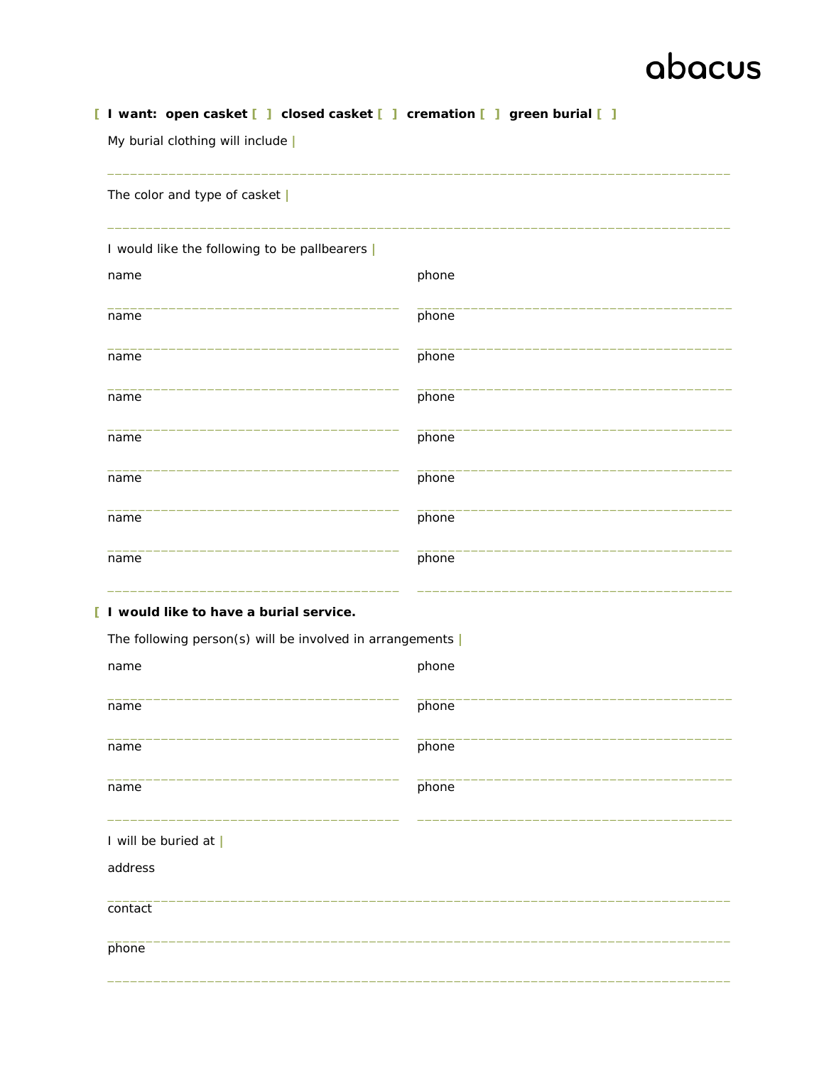[ **I want: open casket [ ] closed casket [ ] cremation [ ] green burial [ ]**

My burial clothing will include |

_______________________________________________________________________________

The color and type of casket |

_______________________________________________________________________________

I would like the following to be pallbearers |

| name | phone |
|---|---|
| _____________________________________ | _____________________________________ |
| _____________________________________ | _____________________________________ |
| _____________________________________ | _____________________________________ |
| _____________________________________ | _____________________________________ |
| _____________________________________ | _____________________________________ |
| _____________________________________ | _____________________________________ |
| _____________________________________ | _____________________________________ |
| _____________________________________ | _____________________________________ |

[ **I would like to have a burial service.**

The following person(s) will be involved in arrangements |

| name | phone |
|---|---|
| _____________________________________ | _____________________________________ |
| _____________________________________ | _____________________________________ |
| _____________________________________ | _____________________________________ |
| _____________________________________ | _____________________________________ |

I will be buried at |

address

_______________________________________________________________________________

contact

_______________________________________________________________________________

phone

_______________________________________________________________________________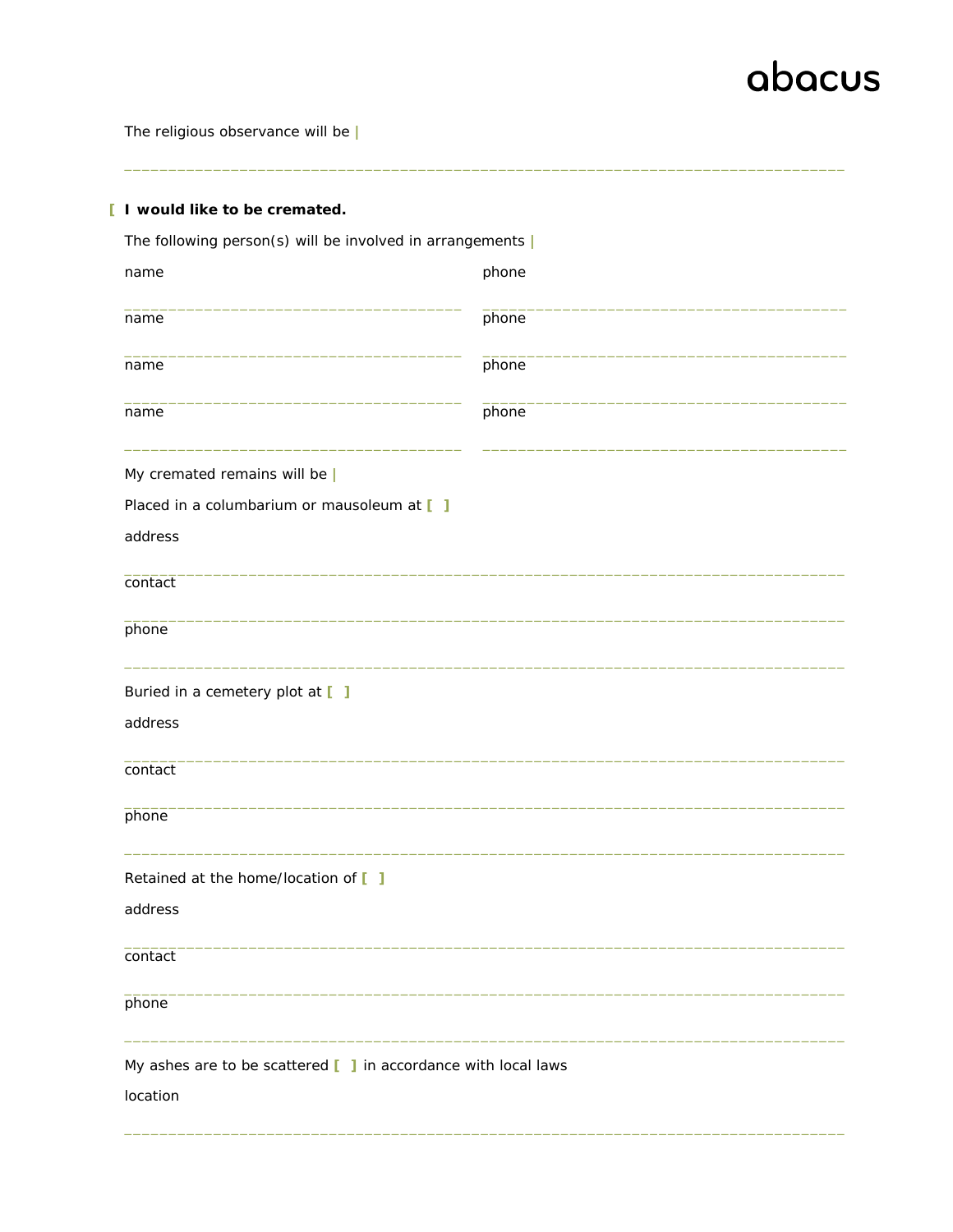The religious observance will be |

______________________________________________________________________________

[ **I would like to be cremated.**

The following person(s) will be involved in arrangements |

| name | phone |
| --- | --- |
| | |
| | |
| | |
| | |

My cremated remains will be |

Placed in a columbarium or mausoleum at [ ]

address

______________________________________________________________________________

contact

______________________________________________________________________________

phone

______________________________________________________________________________

Buried in a cemetery plot at [ ]

address

______________________________________________________________________________

contact

______________________________________________________________________________

phone

______________________________________________________________________________

Retained at the home/location of [ ]

address

______________________________________________________________________________

contact

______________________________________________________________________________

phone

______________________________________________________________________________

My ashes are to be scattered [ ] in accordance with local laws

location

______________________________________________________________________________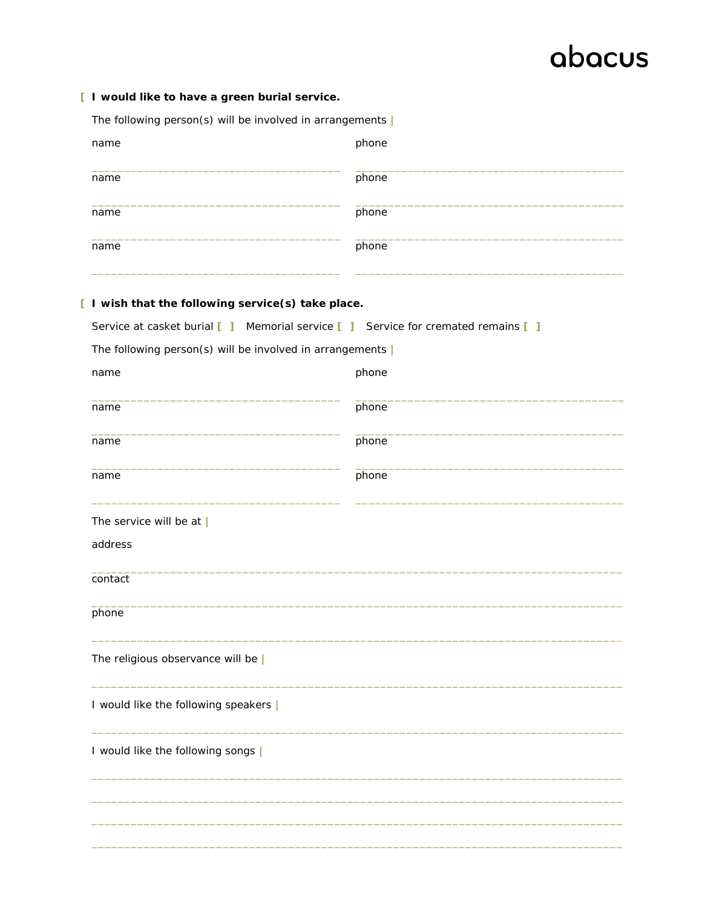[ **I would like to have a green burial service.**

The following person(s) will be involved in arrangements |

| name | phone |
|---|---|
| ________________________________________ | ________________________________________ |
| ________________________________________ | ________________________________________ |
| ________________________________________ | ________________________________________ |
| ________________________________________ | ________________________________________ |

[ **I wish that the following service(s) take place.**

Service at casket burial [ ] Memorial service [ ] Service for cremated remains [ ]

The following person(s) will be involved in arrangements |

| name | phone |
|---|---|
| ________________________________________ | ________________________________________ |
| ________________________________________ | ________________________________________ |
| ________________________________________ | ________________________________________ |
| ________________________________________ | ________________________________________ |

The service will be at |

address

________________________________________________________________________________

contact

________________________________________________________________________________

phone

________________________________________________________________________________

The religious observance will be |

________________________________________________________________________________

I would like the following speakers |

________________________________________________________________________________

I would like the following songs |

________________________________________________________________________________

________________________________________________________________________________

________________________________________________________________________________

________________________________________________________________________________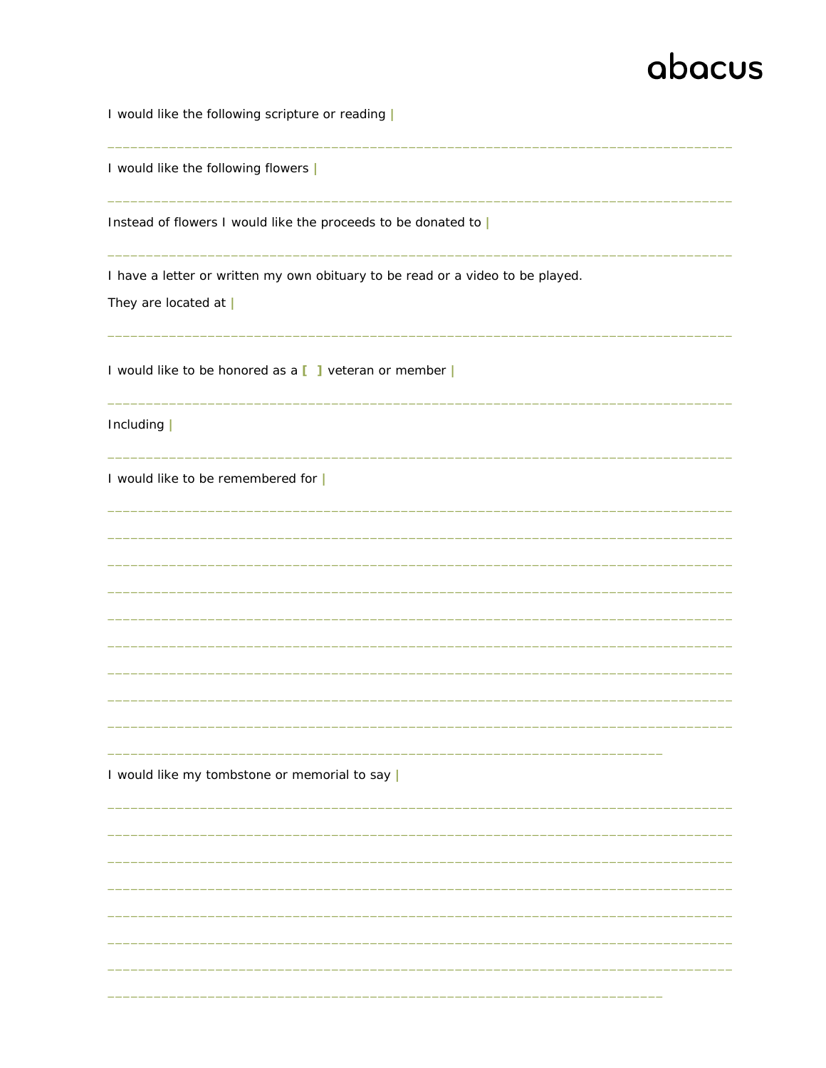I would like the following scripture or reading |

I would like the following flowers |

Instead of flowers I would like the proceeds to be donated to |

I have a letter or written my own obituary to be read or a video to be played.

They are located at |

I would like to be honored as a [ ] veteran or member |

Including |

I would like to be remembered for |

I would like my tombstone or memorial to say |